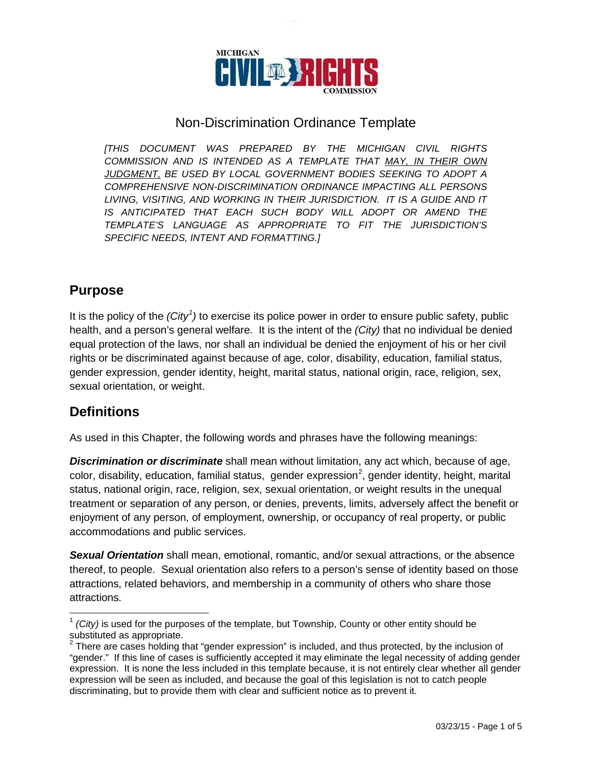MICHIGAN CIVIL RIGHTS COMMISSION

# Non-Discrimination Ordinance Template

*[THIS DOCUMENT WAS PREPARED BY THE MICHIGAN CIVIL RIGHTS COMMISSION AND IS INTENDED AS A TEMPLATE THAT MAY, IN THEIR OWN JUDGMENT, BE USED BY LOCAL GOVERNMENT BODIES SEEKING TO ADOPT A COMPREHENSIVE NON-DISCRIMINATION ORDINANCE IMPACTING ALL PERSONS LIVING, VISITING, AND WORKING IN THEIR JURISDICTION. IT IS A GUIDE AND IT IS ANTICIPATED THAT EACH SUCH BODY WILL ADOPT OR AMEND THE TEMPLATE'S LANGUAGE AS APPROPRIATE TO FIT THE JURISDICTION'S SPECIFIC NEEDS, INTENT AND FORMATTING.]*

## Purpose

It is the policy of the *(City*[1]*)* to exercise its police power in order to ensure public safety, public health, and a person's general welfare. It is the intent of the *(City)* that no individual be denied equal protection of the laws, nor shall an individual be denied the enjoyment of his or her civil rights or be discriminated against because of age, color, disability, education, familial status, gender expression, gender identity, height, marital status, national origin, race, religion, sex, sexual orientation, or weight.

## Definitions

As used in this Chapter, the following words and phrases have the following meanings:

***Discrimination or discriminate*** shall mean without limitation, any act which, because of age, color, disability, education, familial status, gender expression[2], gender identity, height, marital status, national origin, race, religion, sex, sexual orientation, or weight results in the unequal treatment or separation of any person, or denies, prevents, limits, adversely affect the benefit or enjoyment of any person, of employment, ownership, or occupancy of real property, or public accommodations and public services.

***Sexual Orientation*** shall mean, emotional, romantic, and/or sexual attractions, or the absence thereof, to people. Sexual orientation also refers to a person's sense of identity based on those attractions, related behaviors, and membership in a community of others who share those attractions.

---

[1] *(City)* is used for the purposes of the template, but Township, County or other entity should be substituted as appropriate.

[2] There are cases holding that "gender expression" is included, and thus protected, by the inclusion of "gender." If this line of cases is sufficiently accepted it may eliminate the legal necessity of adding gender expression. It is none the less included in this template because, it is not entirely clear whether all gender expression will be seen as included, and because the goal of this legislation is not to catch people discriminating, but to provide them with clear and sufficient notice as to prevent it.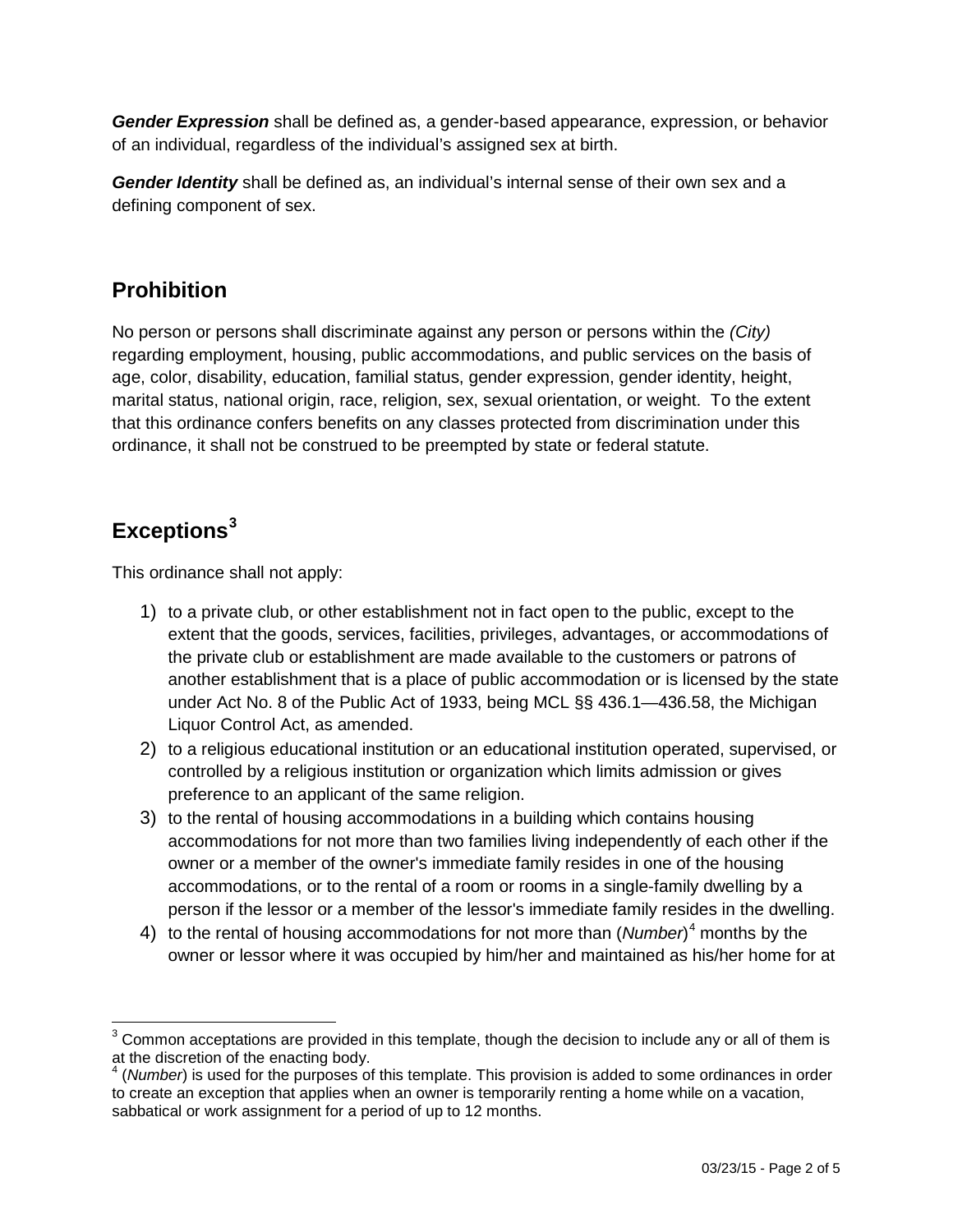***Gender Expression*** shall be defined as, a gender-based appearance, expression, or behavior of an individual, regardless of the individual's assigned sex at birth.

***Gender Identity*** shall be defined as, an individual's internal sense of their own sex and a defining component of sex.

## Prohibition

No person or persons shall discriminate against any person or persons within the *(City)* regarding employment, housing, public accommodations, and public services on the basis of age, color, disability, education, familial status, gender expression, gender identity, height, marital status, national origin, race, religion, sex, sexual orientation, or weight. To the extent that this ordinance confers benefits on any classes protected from discrimination under this ordinance, it shall not be construed to be preempted by state or federal statute.

## Exceptions[3]

This ordinance shall not apply:

1) to a private club, or other establishment not in fact open to the public, except to the extent that the goods, services, facilities, privileges, advantages, or accommodations of the private club or establishment are made available to the customers or patrons of another establishment that is a place of public accommodation or is licensed by the state under Act No. 8 of the Public Act of 1933, being MCL §§ 436.1—436.58, the Michigan Liquor Control Act, as amended.
2) to a religious educational institution or an educational institution operated, supervised, or controlled by a religious institution or organization which limits admission or gives preference to an applicant of the same religion.
3) to the rental of housing accommodations in a building which contains housing accommodations for not more than two families living independently of each other if the owner or a member of the owner's immediate family resides in one of the housing accommodations, or to the rental of a room or rooms in a single-family dwelling by a person if the lessor or a member of the lessor's immediate family resides in the dwelling.
4) to the rental of housing accommodations for not more than (*Number*)[4] months by the owner or lessor where it was occupied by him/her and maintained as his/her home for at

---

[3] Common acceptations are provided in this template, though the decision to include any or all of them is at the discretion of the enacting body.

[4] (*Number*) is used for the purposes of this template. This provision is added to some ordinances in order to create an exception that applies when an owner is temporarily renting a home while on a vacation, sabbatical or work assignment for a period of up to 12 months.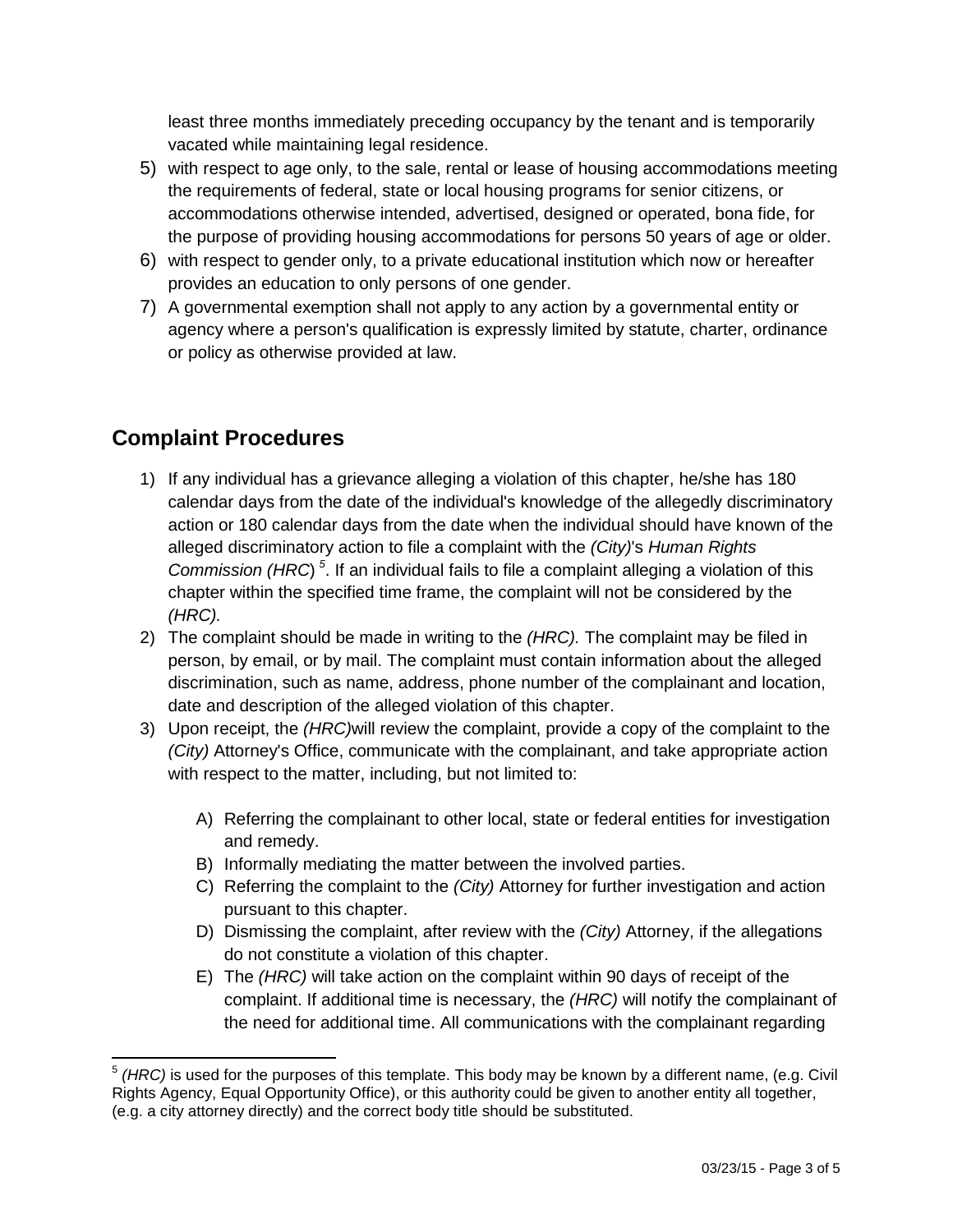least three months immediately preceding occupancy by the tenant and is temporarily vacated while maintaining legal residence.

5) with respect to age only, to the sale, rental or lease of housing accommodations meeting the requirements of federal, state or local housing programs for senior citizens, or accommodations otherwise intended, advertised, designed or operated, bona fide, for the purpose of providing housing accommodations for persons 50 years of age or older.
6) with respect to gender only, to a private educational institution which now or hereafter provides an education to only persons of one gender.
7) A governmental exemption shall not apply to any action by a governmental entity or agency where a person's qualification is expressly limited by statute, charter, ordinance or policy as otherwise provided at law.

## Complaint Procedures

1) If any individual has a grievance alleging a violation of this chapter, he/she has 180 calendar days from the date of the individual's knowledge of the allegedly discriminatory action or 180 calendar days from the date when the individual should have known of the alleged discriminatory action to file a complaint with the *(City)*'s *Human Rights Commission (HRC)* [5]. If an individual fails to file a complaint alleging a violation of this chapter within the specified time frame, the complaint will not be considered by the *(HRC).*
2) The complaint should be made in writing to the *(HRC).* The complaint may be filed in person, by email, or by mail. The complaint must contain information about the alleged discrimination, such as name, address, phone number of the complainant and location, date and description of the alleged violation of this chapter.
3) Upon receipt, the *(HRC)* will review the complaint, provide a copy of the complaint to the *(City)* Attorney's Office, communicate with the complainant, and take appropriate action with respect to the matter, including, but not limited to:
   A) Referring the complainant to other local, state or federal entities for investigation and remedy.
   B) Informally mediating the matter between the involved parties.
   C) Referring the complaint to the *(City)* Attorney for further investigation and action pursuant to this chapter.
   D) Dismissing the complaint, after review with the *(City)* Attorney, if the allegations do not constitute a violation of this chapter.
   E) The *(HRC)* will take action on the complaint within 90 days of receipt of the complaint. If additional time is necessary, the *(HRC)* will notify the complainant of the need for additional time. All communications with the complainant regarding

---

[5] *(HRC)* is used for the purposes of this template. This body may be known by a different name, (e.g. Civil Rights Agency, Equal Opportunity Office), or this authority could be given to another entity all together, (e.g. a city attorney directly) and the correct body title should be substituted.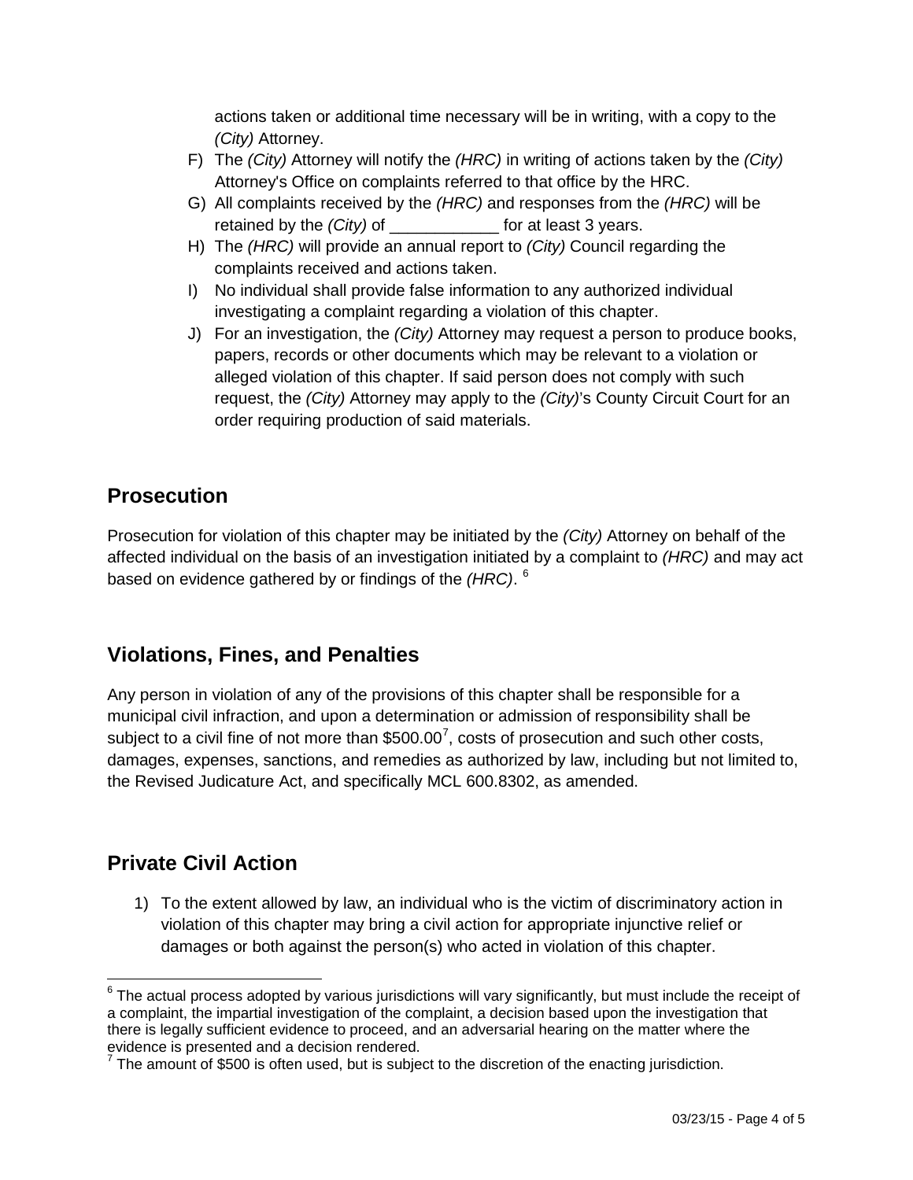actions taken or additional time necessary will be in writing, with a copy to the *(City)* Attorney.

F) The *(City)* Attorney will notify the *(HRC)* in writing of actions taken by the *(City)* Attorney's Office on complaints referred to that office by the HRC.

G) All complaints received by the *(HRC)* and responses from the *(HRC)* will be retained by the *(City)* of ____________ for at least 3 years.

H) The *(HRC)* will provide an annual report to *(City)* Council regarding the complaints received and actions taken.

I) No individual shall provide false information to any authorized individual investigating a complaint regarding a violation of this chapter.

J) For an investigation, the *(City)* Attorney may request a person to produce books, papers, records or other documents which may be relevant to a violation or alleged violation of this chapter. If said person does not comply with such request, the *(City)* Attorney may apply to the *(City)*'s County Circuit Court for an order requiring production of said materials.

## Prosecution

Prosecution for violation of this chapter may be initiated by the *(City)* Attorney on behalf of the affected individual on the basis of an investigation initiated by a complaint to *(HRC)* and may act based on evidence gathered by or findings of the *(HRC)*. [6]

## Violations, Fines, and Penalties

Any person in violation of any of the provisions of this chapter shall be responsible for a municipal civil infraction, and upon a determination or admission of responsibility shall be subject to a civil fine of not more than $500.00[7], costs of prosecution and such other costs, damages, expenses, sanctions, and remedies as authorized by law, including but not limited to, the Revised Judicature Act, and specifically MCL 600.8302, as amended.

## Private Civil Action

1) To the extent allowed by law, an individual who is the victim of discriminatory action in violation of this chapter may bring a civil action for appropriate injunctive relief or damages or both against the person(s) who acted in violation of this chapter.

---

[6] The actual process adopted by various jurisdictions will vary significantly, but must include the receipt of a complaint, the impartial investigation of the complaint, a decision based upon the investigation that there is legally sufficient evidence to proceed, and an adversarial hearing on the matter where the evidence is presented and a decision rendered.

[7] The amount of $500 is often used, but is subject to the discretion of the enacting jurisdiction.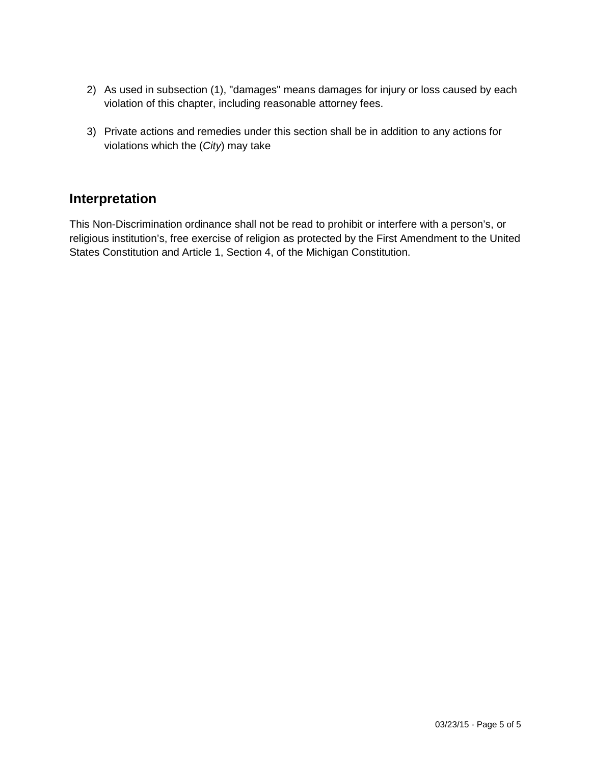2) As used in subsection (1), "damages" means damages for injury or loss caused by each violation of this chapter, including reasonable attorney fees.

3) Private actions and remedies under this section shall be in addition to any actions for violations which the (*City*) may take

## Interpretation

This Non-Discrimination ordinance shall not be read to prohibit or interfere with a person's, or religious institution's, free exercise of religion as protected by the First Amendment to the United States Constitution and Article 1, Section 4, of the Michigan Constitution.